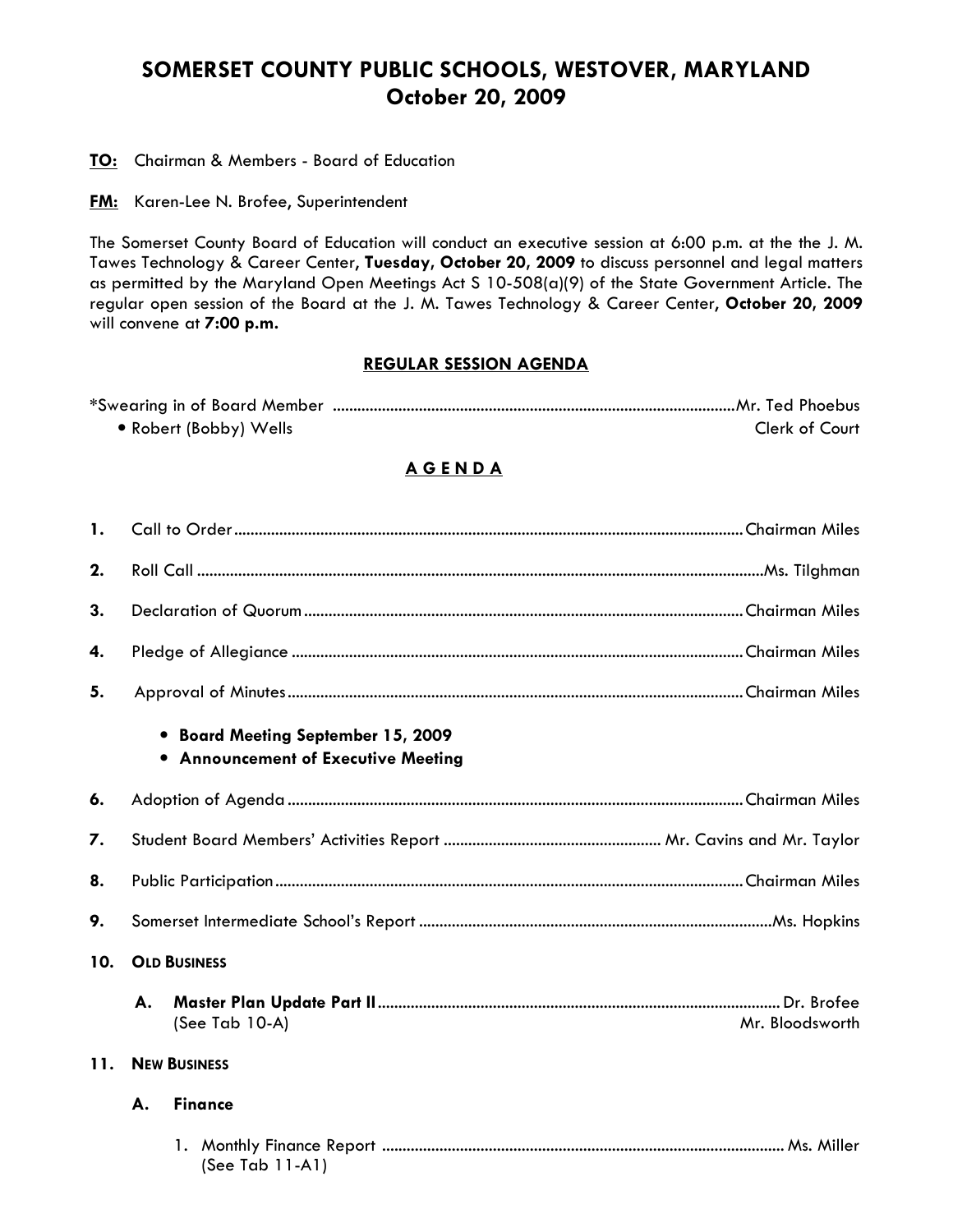# SOMERSET COUNTY PUBLIC SCHOOLS, WESTOVER, MARYLAND
## October 20, 2009

**TO:** Chairman & Members - Board of Education

**FM:** Karen-Lee N. Brofee, Superintendent

The Somerset County Board of Education will conduct an executive session at 6:00 p.m. at the the J. M. Tawes Technology & Career Center**, Tuesday, October 20, 2009** to discuss personnel and legal matters as permitted by the Maryland Open Meetings Act S 10-508(a)(9) of the State Government Article. The regular open session of the Board at the J. M. Tawes Technology & Career Center**, October 20, 2009** will convene at **7:00 p.m.**

### REGULAR SESSION AGENDA

*Swearing in of Board Member ........................ Mr. Ted Phoebus
- Robert (Bobby) Wells — Clerk of Court

### A G E N D A

1. Call to Order ........................ Chairman Miles
2. Roll Call ........................ Ms. Tilghman
3. Declaration of Quorum ........................ Chairman Miles
4. Pledge of Allegiance ........................ Chairman Miles
5. Approval of Minutes ........................ Chairman Miles
   - **Board Meeting September 15, 2009**
   - **Announcement of Executive Meeting**
6. Adoption of Agenda ........................ Chairman Miles
7. Student Board Members' Activities Report ........................ Mr. Cavins and Mr. Taylor
8. Public Participation ........................ Chairman Miles
9. Somerset Intermediate School's Report ........................ Ms. Hopkins
10. **OLD BUSINESS**
    - A. **Master Plan Update Part II** ........................ Dr. Brofee, Mr. Bloodsworth
      (See Tab 10-A)
11. **NEW BUSINESS**
    - A. **Finance**
      1. Monthly Finance Report ........................ Ms. Miller
         (See Tab 11-A1)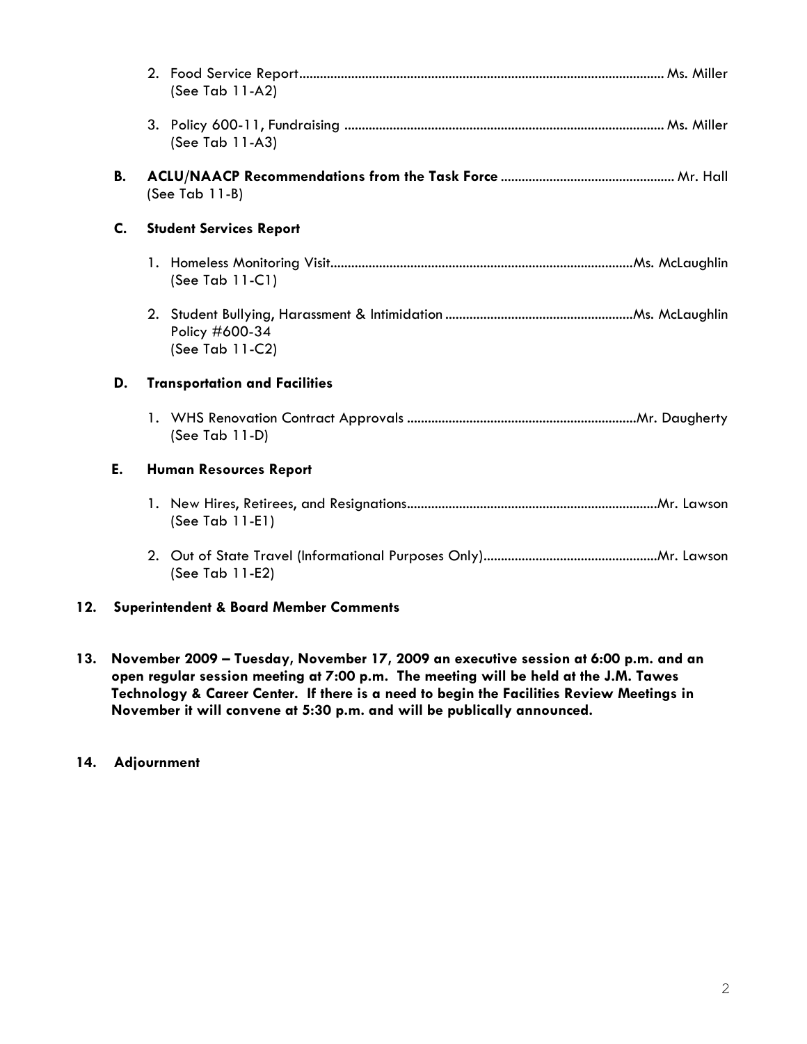2. Food Service Report....................................................................................................... Ms. Miller
   (See Tab 11-A2)

3. Policy 600-11, Fundraising .......................................................................................... Ms. Miller
   (See Tab 11-A3)

**B. ACLU/NAACP Recommendations from the Task Force** ................................................ Mr. Hall
(See Tab 11-B)

**C. Student Services Report**

1. Homeless Monitoring Visit.....................................................................................Ms. McLaughlin
   (See Tab 11-C1)

2. Student Bullying, Harassment & Intimidation .....................................................Ms. McLaughlin
   Policy #600-34
   (See Tab 11-C2)

**D. Transportation and Facilities**

1. WHS Renovation Contract Approvals .................................................................Mr. Daugherty
   (See Tab 11-D)

**E. Human Resources Report**

1. New Hires, Retirees, and Resignations.......................................................................Mr. Lawson
   (See Tab 11-E1)

2. Out of State Travel (Informational Purposes Only).................................................Mr. Lawson
   (See Tab 11-E2)

**12. Superintendent & Board Member Comments**

**13. November 2009 – Tuesday, November 17, 2009 an executive session at 6:00 p.m. and an open regular session meeting at 7:00 p.m. The meeting will be held at the J.M. Tawes Technology & Career Center. If there is a need to begin the Facilities Review Meetings in November it will convene at 5:30 p.m. and will be publically announced.**

**14. Adjournment**